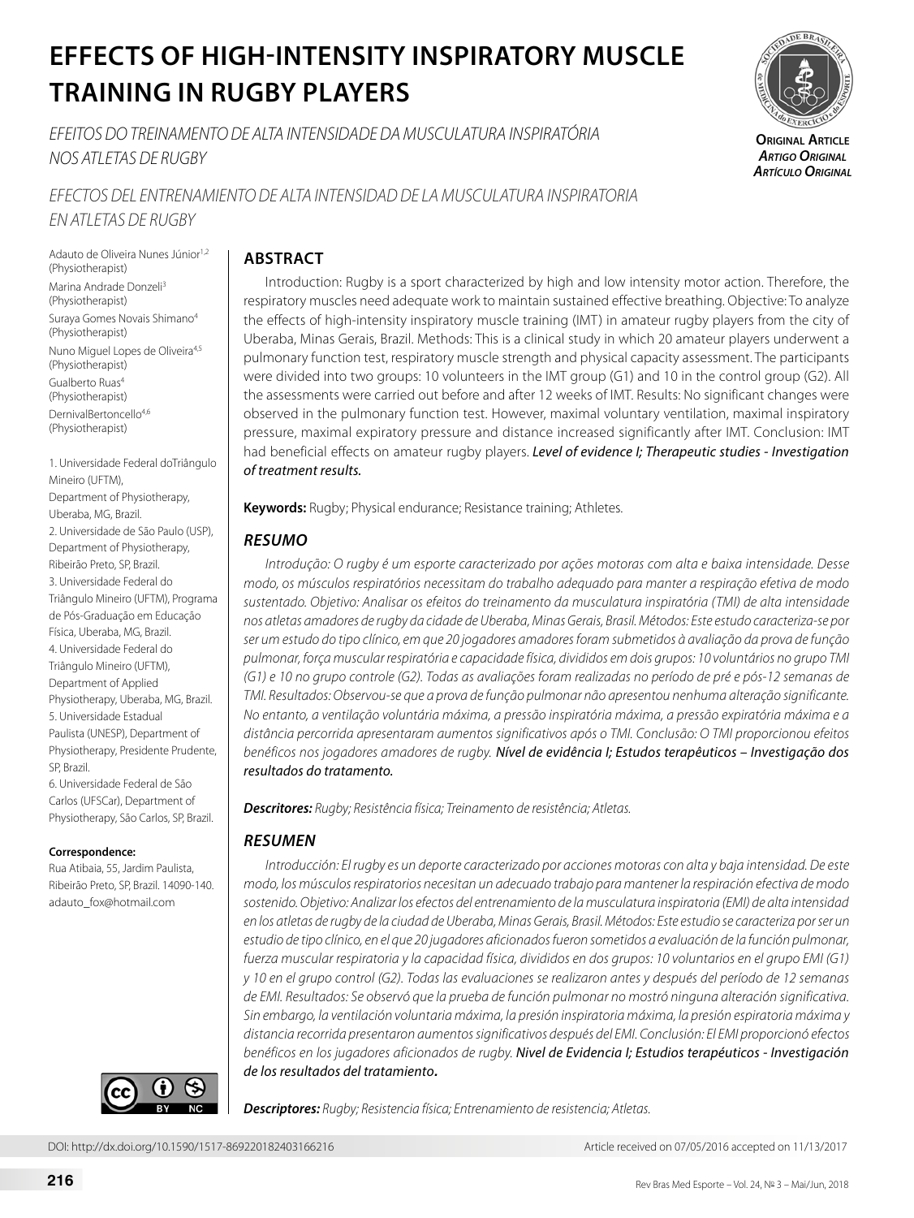# EFFECTS OF HIGH-INTENSITY INSPIRATORY MUSCLE TRAINING IN RUGBY PLAYERS

*EFEITOS DO TREINAMENTO DE ALTA INTENSIDADE DA MUSCULATURA INSPIRATÓRIA NOS ATLETAS DE RUGBY*

*EFECTOS DEL ENTRENAMIENTO DE ALTA INTENSIDAD DE LA MUSCULATURA INSPIRATORIA EN ATLETAS DE RUGBY*

**Original Article**
***Artigo Original***
***Artículo Original***

Adauto de Oliveira Nunes Júnior[1,2] (Physiotherapist)
Marina Andrade Donzeli[3] (Physiotherapist)
Suraya Gomes Novais Shimano[4] (Physiotherapist)
Nuno Miguel Lopes de Oliveira[4,5] (Physiotherapist)
Gualberto Ruas[4] (Physiotherapist)
DernivalBertoncello[4,6] (Physiotherapist)

1. Universidade Federal doTriângulo Mineiro (UFTM), Department of Physiotherapy, Uberaba, MG, Brazil.
2. Universidade de São Paulo (USP), Department of Physiotherapy, Ribeirão Preto, SP, Brazil.
3. Universidade Federal do Triângulo Mineiro (UFTM), Programa de Pós-Graduação em Educação Física, Uberaba, MG, Brazil.
4. Universidade Federal do Triângulo Mineiro (UFTM), Department of Applied Physiotherapy, Uberaba, MG, Brazil.
5. Universidade Estadual Paulista (UNESP), Department of Physiotherapy, Presidente Prudente, SP, Brazil.
6. Universidade Federal de São Carlos (UFSCar), Department of Physiotherapy, São Carlos, SP, Brazil.

**Correspondence:**
Rua Atibaia, 55, Jardim Paulista, Ribeirão Preto, SP, Brazil. 14090-140.
adauto_fox@hotmail.com

## ABSTRACT

Introduction: Rugby is a sport characterized by high and low intensity motor action. Therefore, the respiratory muscles need adequate work to maintain sustained effective breathing. Objective: To analyze the effects of high-intensity inspiratory muscle training (IMT) in amateur rugby players from the city of Uberaba, Minas Gerais, Brazil. Methods: This is a clinical study in which 20 amateur players underwent a pulmonary function test, respiratory muscle strength and physical capacity assessment. The participants were divided into two groups: 10 volunteers in the IMT group (G1) and 10 in the control group (G2). All the assessments were carried out before and after 12 weeks of IMT. Results: No significant changes were observed in the pulmonary function test. However, maximal voluntary ventilation, maximal inspiratory pressure, maximal expiratory pressure and distance increased significantly after IMT. Conclusion: IMT had beneficial effects on amateur rugby players. ***Level of evidence I; Therapeutic studies - Investigation of treatment results.***

**Keywords:** Rugby; Physical endurance; Resistance training; Athletes.

## *RESUMO*

*Introdução: O rugby é um esporte caracterizado por ações motoras com alta e baixa intensidade. Desse modo, os músculos respiratórios necessitam do trabalho adequado para manter a respiração efetiva de modo sustentado. Objetivo: Analisar os efeitos do treinamento da musculatura inspiratória (TMI) de alta intensidade nos atletas amadores de rugby da cidade de Uberaba, Minas Gerais, Brasil. Métodos: Este estudo caracteriza-se por ser um estudo do tipo clínico, em que 20 jogadores amadores foram submetidos à avaliação da prova de função pulmonar, força muscular respiratória e capacidade física, divididos em dois grupos: 10 voluntários no grupo TMI (G1) e 10 no grupo controle (G2). Todas as avaliações foram realizadas no período de pré e pós-12 semanas de TMI. Resultados: Observou-se que a prova de função pulmonar não apresentou nenhuma alteração significante. No entanto, a ventilação voluntária máxima, a pressão inspiratória máxima, a pressão expiratória máxima e a distância percorrida apresentaram aumentos significativos após o TMI. Conclusão: O TMI proporcionou efeitos benéficos nos jogadores amadores de rugby.* ***Nível de evidência I; Estudos terapêuticos – Investigação dos resultados do tratamento.***

***Descritores:*** *Rugby; Resistência física; Treinamento de resistência; Atletas.*

## *RESUMEN*

*Introducción: El rugby es un deporte caracterizado por acciones motoras con alta y baja intensidad. De este modo, los músculos respiratorios necesitan un adecuado trabajo para mantener la respiración efectiva de modo sostenido. Objetivo: Analizar los efectos del entrenamiento de la musculatura inspiratoria (EMI) de alta intensidad en los atletas de rugby de la ciudad de Uberaba, Minas Gerais, Brasil. Métodos: Este estudio se caracteriza por ser un estudio de tipo clínico, en el que 20 jugadores aficionados fueron sometidos a evaluación de la función pulmonar, fuerza muscular respiratoria y la capacidad física, divididos en dos grupos: 10 voluntarios en el grupo EMI (G1) y 10 en el grupo control (G2). Todas las evaluaciones se realizaron antes y después del período de 12 semanas de EMI. Resultados: Se observó que la prueba de función pulmonar no mostró ninguna alteración significativa. Sin embargo, la ventilación voluntaria máxima, la presión inspiratoria máxima, la presión espiratoria máxima y distancia recorrida presentaron aumentos significativos después del EMI. Conclusión: El EMI proporcionó efectos benéficos en los jugadores aficionados de rugby.* ***Nivel de Evidencia I; Estudios terapéuticos - Investigación de los resultados del tratamiento.***

***Descriptores:*** *Rugby; Resistencia física; Entrenamiento de resistencia; Atletas.*

DOI: http://dx.doi.org/10.1590/1517-869220182403166216

Article received on 07/05/2016 accepted on 11/13/2017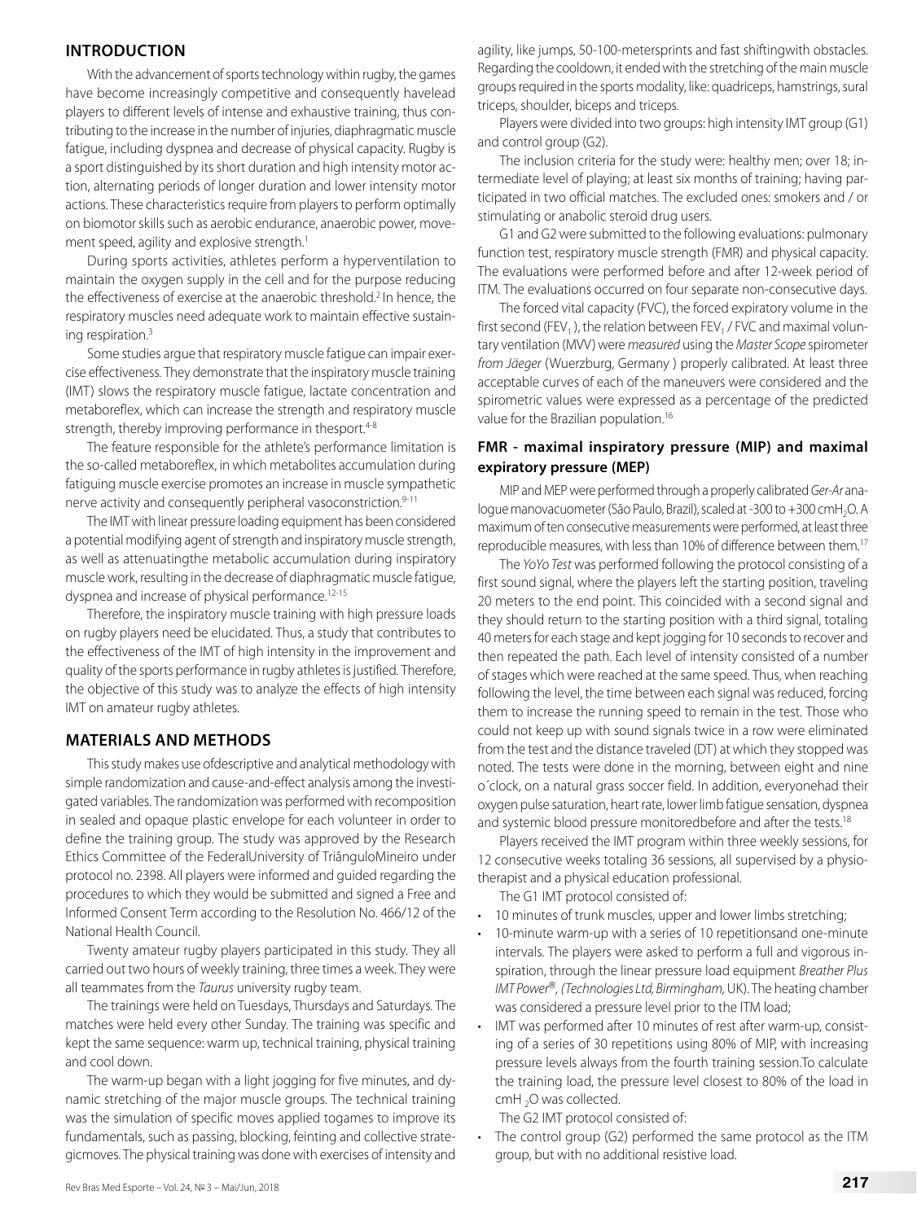## INTRODUCTION

With the advancement of sports technology within rugby, the games have become increasingly competitive and consequently havelead players to different levels of intense and exhaustive training, thus contributing to the increase in the number of injuries, diaphragmatic muscle fatigue, including dyspnea and decrease of physical capacity. Rugby is a sport distinguished by its short duration and high intensity motor action, alternating periods of longer duration and lower intensity motor actions. These characteristics require from players to perform optimally on biomotor skills such as aerobic endurance, anaerobic power, movement speed, agility and explosive strength.[1]

During sports activities, athletes perform a hyperventilation to maintain the oxygen supply in the cell and for the purpose reducing the effectiveness of exercise at the anaerobic threshold.[2] In hence, the respiratory muscles need adequate work to maintain effective sustaining respiration.[3]

Some studies argue that respiratory muscle fatigue can impair exercise effectiveness. They demonstrate that the inspiratory muscle training (IMT) slows the respiratory muscle fatigue, lactate concentration and metaboreflex, which can increase the strength and respiratory muscle strength, thereby improving performance in thesport.[4-8]

The feature responsible for the athlete's performance limitation is the so-called metaboreflex, in which metabolites accumulation during fatiguing muscle exercise promotes an increase in muscle sympathetic nerve activity and consequently peripheral vasoconstriction.[9-11]

The IMT with linear pressure loading equipment has been considered a potential modifying agent of strength and inspiratory muscle strength, as well as attenuatingthe metabolic accumulation during inspiratory muscle work, resulting in the decrease of diaphragmatic muscle fatigue, dyspnea and increase of physical performance.[12-15]

Therefore, the inspiratory muscle training with high pressure loads on rugby players need be elucidated. Thus, a study that contributes to the effectiveness of the IMT of high intensity in the improvement and quality of the sports performance in rugby athletes is justified. Therefore, the objective of this study was to analyze the effects of high intensity IMT on amateur rugby athletes.

## MATERIALS AND METHODS

This study makes use ofdescriptive and analytical methodology with simple randomization and cause-and-effect analysis among the investigated variables. The randomization was performed with recomposition in sealed and opaque plastic envelope for each volunteer in order to define the training group. The study was approved by the Research Ethics Committee of the FederalUniversity of TriânguloMineiro under protocol no. 2398. All players were informed and guided regarding the procedures to which they would be submitted and signed a Free and Informed Consent Term according to the Resolution No. 466/12 of the National Health Council.

Twenty amateur rugby players participated in this study. They all carried out two hours of weekly training, three times a week. They were all teammates from the *Taurus* university rugby team.

The trainings were held on Tuesdays, Thursdays and Saturdays. The matches were held every other Sunday. The training was specific and kept the same sequence: warm up, technical training, physical training and cool down.

The warm-up began with a light jogging for five minutes, and dynamic stretching of the major muscle groups. The technical training was the simulation of specific moves applied togames to improve its fundamentals, such as passing, blocking, feinting and collective strategicmoves. The physical training was done with exercises of intensity and agility, like jumps, 50-100-metersprints and fast shiftingwith obstacles. Regarding the cooldown, it ended with the stretching of the main muscle groups required in the sports modality, like: quadriceps, hamstrings, sural triceps, shoulder, biceps and triceps.

Players were divided into two groups: high intensity IMT group (G1) and control group (G2).

The inclusion criteria for the study were: healthy men; over 18; intermediate level of playing; at least six months of training; having participated in two official matches. The excluded ones: smokers and / or stimulating or anabolic steroid drug users.

G1 and G2 were submitted to the following evaluations: pulmonary function test, respiratory muscle strength (FMR) and physical capacity. The evaluations were performed before and after 12-week period of ITM. The evaluations occurred on four separate non-consecutive days.

The forced vital capacity (FVC), the forced expiratory volume in the first second ($FEV_1$), the relation between $FEV_1$ / FVC and maximal voluntary ventilation (MVV) were *measured* using the *Master Scope* spirometer *from Jäeger* (Wuerzburg, Germany ) properly calibrated. At least three acceptable curves of each of the maneuvers were considered and the spirometric values were expressed as a percentage of the predicted value for the Brazilian population.[16]

### FMR - maximal inspiratory pressure (MIP) and maximal expiratory pressure (MEP)

MIP and MEP were performed through a properly calibrated *Ger-Ar* analogue manovacuometer (São Paulo, Brazil), scaled at -300 to +300 $cmH_2O$. A maximum of ten consecutive measurements were performed, at least three reproducible measures, with less than 10% of difference between them.[17]

The *YoYo Test* was performed following the protocol consisting of a first sound signal, where the players left the starting position, traveling 20 meters to the end point. This coincided with a second signal and they should return to the starting position with a third signal, totaling 40 meters for each stage and kept jogging for 10 seconds to recover and then repeated the path. Each level of intensity consisted of a number of stages which were reached at the same speed. Thus, when reaching following the level, the time between each signal was reduced, forcing them to increase the running speed to remain in the test. Those who could not keep up with sound signals twice in a row were eliminated from the test and the distance traveled (DT) at which they stopped was noted. The tests were done in the morning, between eight and nine o´clock, on a natural grass soccer field. In addition, everyonehad their oxygen pulse saturation, heart rate, lower limb fatigue sensation, dyspnea and systemic blood pressure monitoredbefore and after the tests.[18]

Players received the IMT program within three weekly sessions, for 12 consecutive weeks totaling 36 sessions, all supervised by a physiotherapist and a physical education professional.

The G1 IMT protocol consisted of:

- 10 minutes of trunk muscles, upper and lower limbs stretching;
- 10-minute warm-up with a series of 10 repetitionsand one-minute intervals. The players were asked to perform a full and vigorous inspiration, through the linear pressure load equipment *Breather Plus IMT Power®, (Technologies Ltd, Birmingham,* UK). The heating chamber was considered a pressure level prior to the ITM load;
- IMT was performed after 10 minutes of rest after warm-up, consisting of a series of 30 repetitions using 80% of MIP, with increasing pressure levels always from the fourth training session.To calculate the training load, the pressure level closest to 80% of the load in $cmH_2O$ was collected.

The G2 IMT protocol consisted of:

- The control group (G2) performed the same protocol as the ITM group, but with no additional resistive load.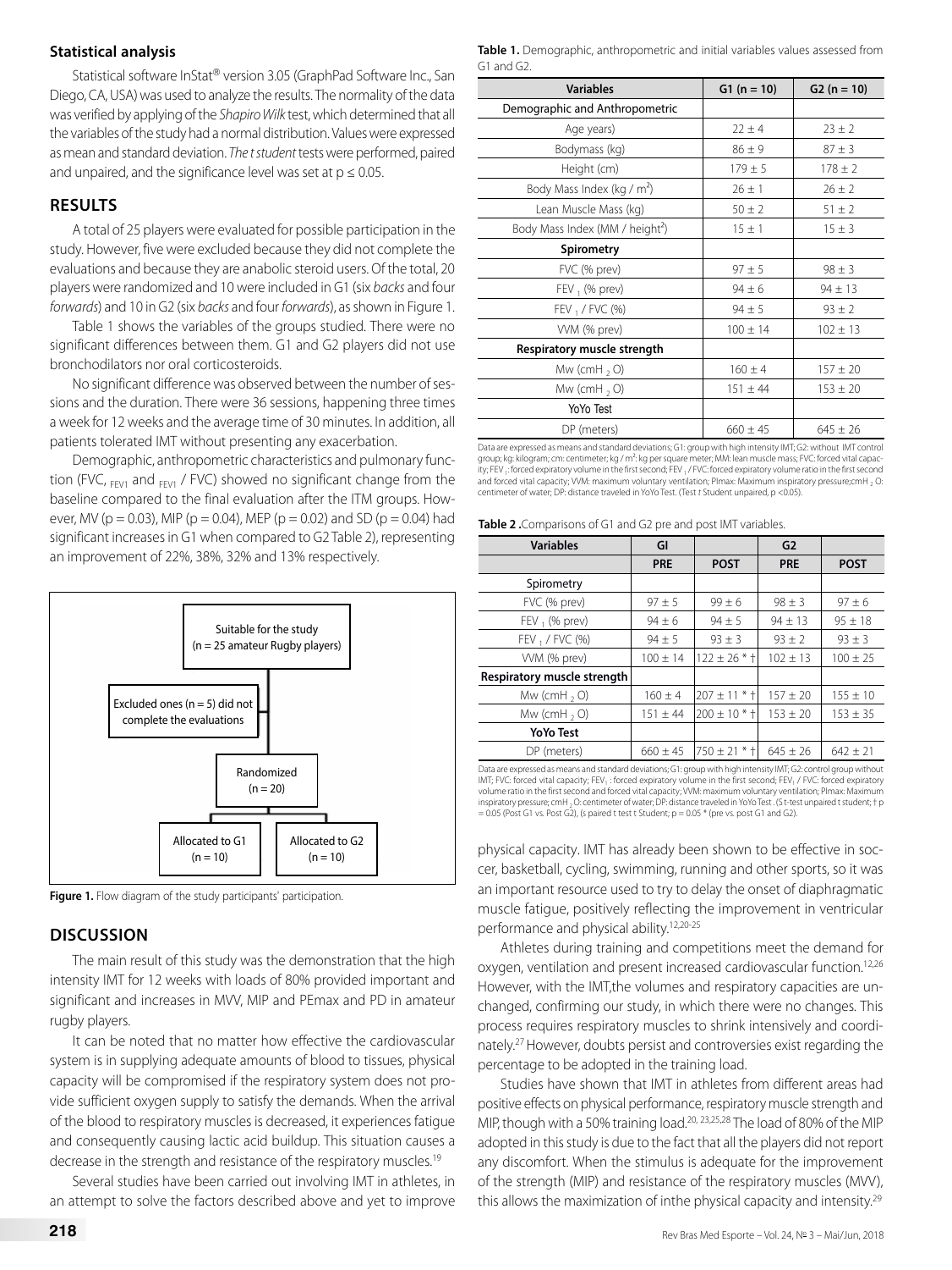### Statistical analysis

Statistical software InStat® version 3.05 (GraphPad Software Inc., San Diego, CA, USA) was used to analyze the results. The normality of the data was verified by applying of the *Shapiro Wilk* test, which determined that all the variables of the study had a normal distribution. Values were expressed as mean and standard deviation. *The t student* tests were performed, paired and unpaired, and the significance level was set at $p \leq 0.05$.

## RESULTS

A total of 25 players were evaluated for possible participation in the study. However, five were excluded because they did not complete the evaluations and because they are anabolic steroid users. Of the total, 20 players were randomized and 10 were included in G1 (six *backs* and four *forwards*) and 10 in G2 (six *backs* and four *forwards*), as shown in Figure 1.

Table 1 shows the variables of the groups studied. There were no significant differences between them. G1 and G2 players did not use bronchodilators nor oral corticosteroids.

No significant difference was observed between the number of sessions and the duration. There were 36 sessions, happening three times a week for 12 weeks and the average time of 30 minutes. In addition, all patients tolerated IMT without presenting any exacerbation.

Demographic, anthropometric characteristics and pulmonary function (FVC, $_{FEV1}$ and $_{FEV1}$ / FVC) showed no significant change from the baseline compared to the final evaluation after the ITM groups. However, MV ($p = 0.03$), MIP ($p = 0.04$), MEP ($p = 0.02$) and SD ($p = 0.04$) had significant increases in G1 when compared to G2 Table 2), representing an improvement of 22%, 38%, 32% and 13% respectively.

Suitable for the study (n = 25 amateur Rugby players)

Excluded ones (n = 5) did not complete the evaluations

Randomized (n = 20)

Allocated to G1 (n = 10) | Allocated to G2 (n = 10)

**Figure 1.** Flow diagram of the study participants' participation.

**Table 1.** Demographic, anthropometric and initial variables values assessed from G1 and G2.

| Variables | G1 (n = 10) | G2 (n = 10) |
|---|---|---|
| Demographic and Anthropometric | | |
| Age years) | 22 ± 4 | 23 ± 2 |
| Bodymass (kg) | 86 ± 9 | 87 ± 3 |
| Height (cm) | 179 ± 5 | 178 ± 2 |
| Body Mass Index (kg / m²) | 26 ± 1 | 26 ± 2 |
| Lean Muscle Mass (kg) | 50 ± 2 | 51 ± 2 |
| Body Mass Index (MM / height²) | 15 ± 1 | 15 ± 3 |
| **Spirometry** | | |
| FVC (% prev) | 97 ± 5 | 98 ± 3 |
| $FEV_1$ (% prev) | 94 ± 6 | 94 ± 13 |
| $FEV_1$ / FVC (%) | 94 ± 5 | 93 ± 2 |
| VVM (% prev) | 100 ± 14 | 102 ± 13 |
| **Respiratory muscle strength** | | |
| Mw ($cmH_2O$) | 160 ± 4 | 157 ± 20 |
| Mw ($cmH_2O$) | 151 ± 44 | 153 ± 20 |
| YoYo Test | | |
| DP (meters) | 660 ± 45 | 645 ± 26 |

Data are expressed as means and standard deviations; G1: group with high intensity IMT; G2: without IMT control group; kg: kilogram; cm: centimeter; kg / m²: kg per square meter; MM: lean muscle mass; FVC: forced vital capacity; $FEV_1$: forced expiratory volume in the first second; $FEV_1$ / FVC: forced expiratory volume ratio in the first second and forced vital capacity; VVM: maximum voluntary ventilation; PImax: Maximum inspiratory pressure; $cmH_2O$: centimeter of water; DP: distance traveled in YoYo Test. (Test *t* Student unpaired, $p < 0.05$).

**Table 2 .** Comparisons of G1 and G2 pre and post IMT variables.

| Variables | GI | | G2 | |
|---|---|---|---|---|
| | **PRE** | **POST** | **PRE** | **POST** |
| Spirometry | | | | |
| FVC (% prev) | 97 ± 5 | 99 ± 6 | 98 ± 3 | 97 ± 6 |
| $FEV_1$ (% prev) | 94 ± 6 | 94 ± 5 | 94 ± 13 | 95 ± 18 |
| $FEV_1$ / FVC (%) | 94 ± 5 | 93 ± 3 | 93 ± 2 | 93 ± 3 |
| VVM (% prev) | 100 ± 14 | 122 ± 26 * † | 102 ± 13 | 100 ± 25 |
| **Respiratory muscle strength** | | | | |
| Mw ($cmH_2O$) | 160 ± 4 | 207 ± 11 * † | 157 ± 20 | 155 ± 10 |
| Mw ($cmH_2O$) | 151 ± 44 | 200 ± 10 * † | 153 ± 20 | 153 ± 35 |
| **YoYo Test** | | | | |
| DP (meters) | 660 ± 45 | 750 ± 21 * † | 645 ± 26 | 642 ± 21 |

Data are expressed as means and standard deviations; G1: group with high intensity IMT; G2: control group without IMT; FVC: forced vital capacity; $FEV_1$: forced expiratory volume in the first second; $FEV_1$ / FVC: forced expiratory volume ratio in the first second and forced vital capacity; VVM: maximum voluntary ventilation; PImax: Maximum inspiratory pressure; $cmH_2O$: centimeter of water; DP: distance traveled in YoYo Test . (S t-test unpaired t student; † $p = 0.05$ (Post G1 vs. Post G2), (s paired t test t Student; $p = 0.05$ * (pre vs. post G1 and G2).

## DISCUSSION

The main result of this study was the demonstration that the high intensity IMT for 12 weeks with loads of 80% provided important and significant and increases in MVV, MIP and PEmax and PD in amateur rugby players.

It can be noted that no matter how effective the cardiovascular system is in supplying adequate amounts of blood to tissues, physical capacity will be compromised if the respiratory system does not provide sufficient oxygen supply to satisfy the demands. When the arrival of the blood to respiratory muscles is decreased, it experiences fatigue and consequently causing lactic acid buildup. This situation causes a decrease in the strength and resistance of the respiratory muscles.[19]

Several studies have been carried out involving IMT in athletes, in an attempt to solve the factors described above and yet to improve physical capacity. IMT has already been shown to be effective in soccer, basketball, cycling, swimming, running and other sports, so it was an important resource used to try to delay the onset of diaphragmatic muscle fatigue, positively reflecting the improvement in ventricular performance and physical ability.[12,20-25]

Athletes during training and competitions meet the demand for oxygen, ventilation and present increased cardiovascular function.[12,26] However, with the IMT,the volumes and respiratory capacities are unchanged, confirming our study, in which there were no changes. This process requires respiratory muscles to shrink intensively and coordinately.[27] However, doubts persist and controversies exist regarding the percentage to be adopted in the training load.

Studies have shown that IMT in athletes from different areas had positive effects on physical performance, respiratory muscle strength and MIP, though with a 50% training load.[20, 23,25,28] The load of 80% of the MIP adopted in this study is due to the fact that all the players did not report any discomfort. When the stimulus is adequate for the improvement of the strength (MIP) and resistance of the respiratory muscles (MVV), this allows the maximization of inthe physical capacity and intensity.[29]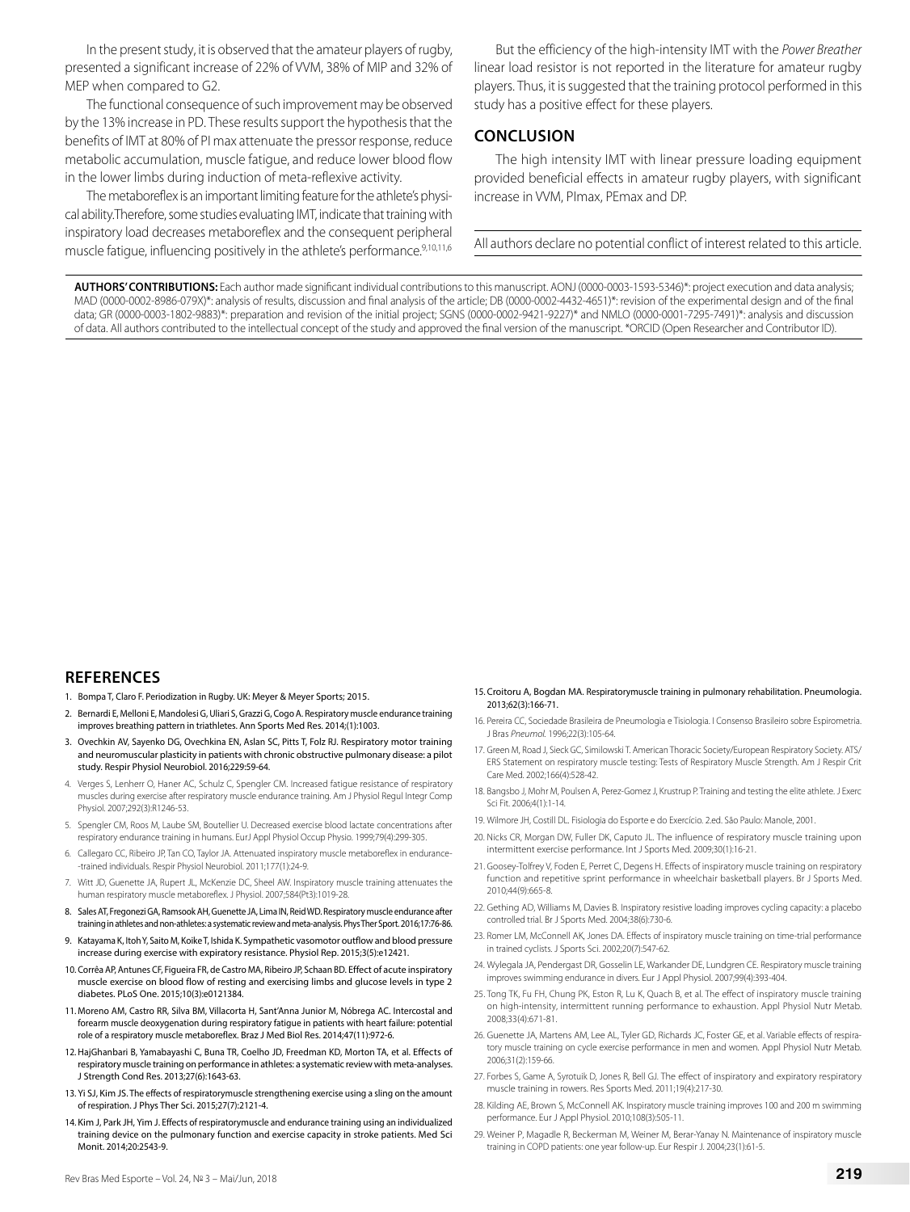In the present study, it is observed that the amateur players of rugby, presented a significant increase of 22% of VVM, 38% of MIP and 32% of MEP when compared to G2.

The functional consequence of such improvement may be observed by the 13% increase in PD. These results support the hypothesis that the benefits of IMT at 80% of PI max attenuate the pressor response, reduce metabolic accumulation, muscle fatigue, and reduce lower blood flow in the lower limbs during induction of meta-reflexive activity.

The metaboreflex is an important limiting feature for the athlete's physical ability.Therefore, some studies evaluating IMT, indicate that training with inspiratory load decreases metaboreflex and the consequent peripheral muscle fatigue, influencing positively in the athlete's performance.[9,10,11,6]

But the efficiency of the high-intensity IMT with the *Power Breather* linear load resistor is not reported in the literature for amateur rugby players. Thus, it is suggested that the training protocol performed in this study has a positive effect for these players.

## CONCLUSION

The high intensity IMT with linear pressure loading equipment provided beneficial effects in amateur rugby players, with significant increase in VVM, PImax, PEmax and DP.

All authors declare no potential conflict of interest related to this article.

**AUTHORS' CONTRIBUTIONS:** Each author made significant individual contributions to this manuscript. AONJ (0000-0003-1593-5346)*: project execution and data analysis; MAD (0000-0002-8986-079X)*: analysis of results, discussion and final analysis of the article; DB (0000-0002-4432-4651)*: revision of the experimental design and of the final data; GR (0000-0003-1802-9883)*: preparation and revision of the initial project; SGNS (0000-0002-9421-9227)* and NMLO (0000-0001-7295-7491)*: analysis and discussion of data. All authors contributed to the intellectual concept of the study and approved the final version of the manuscript. *ORCID (Open Researcher and Contributor ID).

## REFERENCES

1. Bompa T, Claro F. Periodization in Rugby. UK: Meyer & Meyer Sports; 2015.
2. Bernardi E, Melloni E, Mandolesi G, Uliari S, Grazzi G, Cogo A. Respiratory muscle endurance training improves breathing pattern in triathletes. Ann Sports Med Res. 2014;(1):1003.
3. Ovechkin AV, Sayenko DG, Ovechkina EN, Aslan SC, Pitts T, Folz RJ. Respiratory motor training and neuromuscular plasticity in patients with chronic obstructive pulmonary disease: a pilot study. Respir Physiol Neurobiol. 2016;229:59-64.
4. Verges S, Lenherr O, Haner AC, Schulz C, Spengler CM. Increased fatigue resistance of respiratory muscles during exercise after respiratory muscle endurance training. Am J Physiol Regul Integr Comp Physiol. 2007;292(3):R1246-53.
5. Spengler CM, Roos M, Laube SM, Boutellier U. Decreased exercise blood lactate concentrations after respiratory endurance training in humans. EurJ Appl Physiol Occup Physio. 1999;79(4):299-305.
6. Callegaro CC, Ribeiro JP, Tan CO, Taylor JA. Attenuated inspiratory muscle metaboreflex in endurance--trained individuals. Respir Physiol Neurobiol. 2011;177(1):24-9.
7. Witt JD, Guenette JA, Rupert JL, McKenzie DC, Sheel AW. Inspiratory muscle training attenuates the human respiratory muscle metaboreflex. J Physiol. 2007;584(Pt3):1019-28.
8. Sales AT, Fregonezi GA, Ramsook AH, Guenette JA, Lima IN, Reid WD. Respiratory muscle endurance after training in athletes and non-athletes: a systematic review and meta-analysis. Phys Ther Sport. 2016;17:76-86.
9. Katayama K, Itoh Y, Saito M, Koike T, Ishida K. Sympathetic vasomotor outflow and blood pressure increase during exercise with expiratory resistance. Physiol Rep. 2015;3(5):e12421.
10. Corrêa AP, Antunes CF, Figueira FR, de Castro MA, Ribeiro JP, Schaan BD. Effect of acute inspiratory muscle exercise on blood flow of resting and exercising limbs and glucose levels in type 2 diabetes. PLoS One. 2015;10(3):e0121384.
11. Moreno AM, Castro RR, Silva BM, Villacorta H, Sant'Anna Junior M, Nóbrega AC. Intercostal and forearm muscle deoxygenation during respiratory fatigue in patients with heart failure: potential role of a respiratory muscle metaboreflex. Braz J Med Biol Res. 2014;47(11):972-6.
12. HajGhanbari B, Yamabayashi C, Buna TR, Coelho JD, Freedman KD, Morton TA, et al. Effects of respiratory muscle training on performance in athletes: a systematic review with meta-analyses. J Strength Cond Res. 2013;27(6):1643-63.
13. Yi SJ, Kim JS. The effects of respiratorymuscle strengthening exercise using a sling on the amount of respiration. J Phys Ther Sci. 2015;27(7):2121-4.
14. Kim J, Park JH, Yim J. Effects of respiratorymuscle and endurance training using an individualized training device on the pulmonary function and exercise capacity in stroke patients. Med Sci Monit. 2014;20:2543-9.
15. Croitoru A, Bogdan MA. Respiratorymuscle training in pulmonary rehabilitation. Pneumologia. 2013;62(3):166-71.
16. Pereira CC, Sociedade Brasileira de Pneumologia e Tisiologia. I Consenso Brasileiro sobre Espirometria. J Bras *Pneumol.* 1996;22(3):105-64.
17. Green M, Road J, Sieck GC, Similowski T. American Thoracic Society/European Respiratory Society. ATS/ERS Statement on respiratory muscle testing: Tests of Respiratory Muscle Strength. Am J Respir Crit Care Med. 2002;166(4):528-42.
18. Bangsbo J, Mohr M, Poulsen A, Perez-Gomez J, Krustrup P. Training and testing the elite athlete. J Exerc Sci Fit. 2006;4(1):1-14.
19. Wilmore JH, Costill DL. Fisiologia do Esporte e do Exercício. 2.ed. São Paulo: Manole, 2001.
20. Nicks CR, Morgan DW, Fuller DK, Caputo JL. The influence of respiratory muscle training upon intermittent exercise performance. Int J Sports Med. 2009;30(1):16-21.
21. Goosey-Tolfrey V, Foden E, Perret C, Degens H. Effects of inspiratory muscle training on respiratory function and repetitive sprint performance in wheelchair basketball players. Br J Sports Med. 2010;44(9):665-8.
22. Gething AD, Williams M, Davies B. Inspiratory resistive loading improves cycling capacity: a placebo controlled trial. Br J Sports Med. 2004;38(6):730-6.
23. Romer LM, McConnell AK, Jones DA. Effects of inspiratory muscle training on time-trial performance in trained cyclists. J Sports Sci. 2002;20(7):547-62.
24. Wylegala JA, Pendergast DR, Gosselin LE, Warkander DE, Lundgren CE. Respiratory muscle training improves swimming endurance in divers. Eur J Appl Physiol. 2007;99(4):393-404.
25. Tong TK, Fu FH, Chung PK, Eston R, Lu K, Quach B, et al. The effect of inspiratory muscle training on high-intensity, intermittent running performance to exhaustion. Appl Physiol Nutr Metab. 2008;33(4):671-81.
26. Guenette JA, Martens AM, Lee AL, Tyler GD, Richards JC, Foster GE, et al. Variable effects of respiratory muscle training on cycle exercise performance in men and women. Appl Physiol Nutr Metab. 2006;31(2):159-66.
27. Forbes S, Game A, Syrotuik D, Jones R, Bell GJ. The effect of inspiratory and expiratory respiratory muscle training in rowers. Res Sports Med. 2011;19(4):217-30.
28. Kilding AE, Brown S, McConnell AK. Inspiratory muscle training improves 100 and 200 m swimming performance. Eur J Appl Physiol. 2010;108(3):505-11.
29. Weiner P, Magadle R, Beckerman M, Weiner M, Berar-Yanay N. Maintenance of inspiratory muscle training in COPD patients: one year follow-up. Eur Respir J. 2004;23(1):61-5.